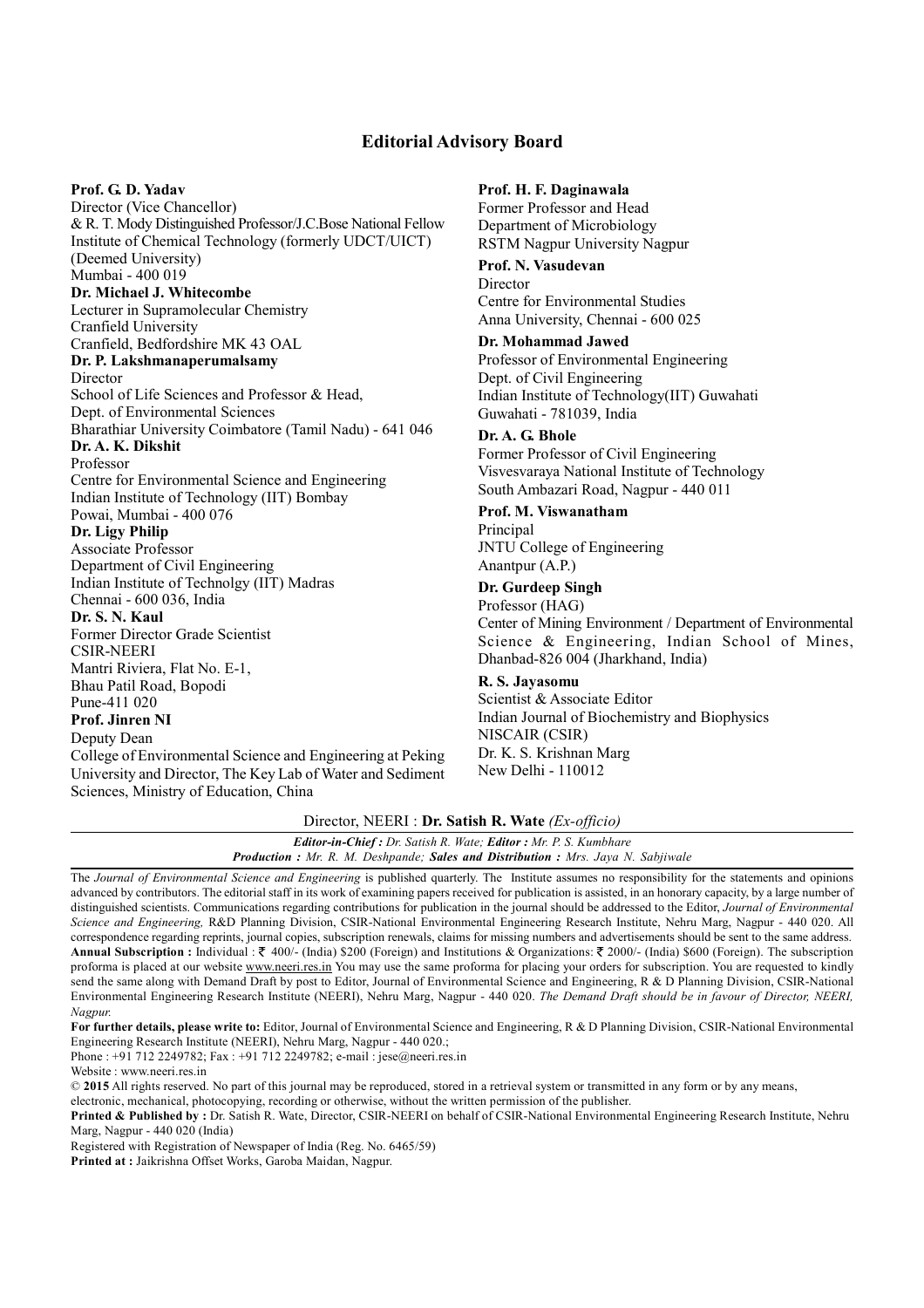## Editorial Advisory Board

**Prof. G. D. Yadav**
Director (Vice Chancellor)
& R. T. Mody Distinguished Professor/J.C.Bose National Fellow
Institute of Chemical Technology (formerly UDCT/UICT)
(Deemed University)
Mumbai - 400 019

**Dr. Michael J. Whitecombe**
Lecturer in Supramolecular Chemistry
Cranfield University
Cranfield, Bedfordshire MK 43 OAL

**Dr. P. Lakshmanaperumalsamy**
Director
School of Life Sciences and Professor & Head,
Dept. of Environmental Sciences
Bharathiar University Coimbatore (Tamil Nadu) - 641 046

**Dr. A. K. Dikshit**
Professor
Centre for Environmental Science and Engineering
Indian Institute of Technology (IIT) Bombay
Powai, Mumbai - 400 076

**Dr. Ligy Philip**
Associate Professor
Department of Civil Engineering
Indian Institute of Technolgy (IIT) Madras
Chennai - 600 036, India

**Dr. S. N. Kaul**
Former Director Grade Scientist
CSIR-NEERI
Mantri Riviera, Flat No. E-1,
Bhau Patil Road, Bopodi
Pune-411 020

**Prof. Jinren NI**
Deputy Dean
College of Environmental Science and Engineering at Peking University and Director, The Key Lab of Water and Sediment Sciences, Ministry of Education, China

**Prof. H. F. Daginawala**
Former Professor and Head
Department of Microbiology
RSTM Nagpur University Nagpur

**Prof. N. Vasudevan**
Director
Centre for Environmental Studies
Anna University, Chennai - 600 025

**Dr. Mohammad Jawed**
Professor of Environmental Engineering
Dept. of Civil Engineering
Indian Institute of Technology(IIT) Guwahati
Guwahati - 781039, India

**Dr. A. G. Bhole**
Former Professor of Civil Engineering
Visvesvaraya National Institute of Technology
South Ambazari Road, Nagpur - 440 011

**Prof. M. Viswanatham**
Principal
JNTU College of Engineering
Anantpur (A.P.)

**Dr. Gurdeep Singh**
Professor (HAG)
Center of Mining Environment / Department of Environmental Science & Engineering, Indian School of Mines, Dhanbad-826 004 (Jharkhand, India)

**R. S. Jayasomu**
Scientist & Associate Editor
Indian Journal of Biochemistry and Biophysics
NISCAIR (CSIR)
Dr. K. S. Krishnan Marg
New Delhi - 110012

Director, NEERI : **Dr. Satish R. Wate** *(Ex-officio)*

***Editor-in-Chief :*** *Dr. Satish R. Wate;* ***Editor :*** *Mr. P. S. Kumbhare*
***Production :*** *Mr. R. M. Deshpande;* ***Sales and Distribution :*** *Mrs. Jaya N. Sabjiwale*

The *Journal of Environmental Science and Engineering* is published quarterly. The Institute assumes no responsibility for the statements and opinions advanced by contributors. The editorial staff in its work of examining papers received for publication is assisted, in an honorary capacity, by a large number of distinguished scientists. Communications regarding contributions for publication in the journal should be addressed to the Editor, *Journal of Environmental Science and Engineering,* R&D Planning Division, CSIR-National Environmental Engineering Research Institute, Nehru Marg, Nagpur - 440 020. All correspondence regarding reprints, journal copies, subscription renewals, claims for missing numbers and advertisements should be sent to the same address.
**Annual Subscription :** Individual : ₹ 400/- (India) $200 (Foreign) and Institutions & Organizations: ₹ 2000/- (India) $600 (Foreign). The subscription proforma is placed at our website www.neeri.res.in You may use the same proforma for placing your orders for subscription. You are requested to kindly send the same along with Demand Draft by post to Editor, Journal of Environmental Science and Engineering, R & D Planning Division, CSIR-National Environmental Engineering Research Institute (NEERI), Nehru Marg, Nagpur - 440 020. *The Demand Draft should be in favour of Director, NEERI, Nagpur.*

**For further details, please write to:** Editor, Journal of Environmental Science and Engineering, R & D Planning Division, CSIR-National Environmental Engineering Research Institute (NEERI), Nehru Marg, Nagpur - 440 020.;
Phone : +91 712 2249782; Fax : +91 712 2249782; e-mail : jese@neeri.res.in
Website : www.neeri.res.in

© **2015** All rights reserved. No part of this journal may be reproduced, stored in a retrieval system or transmitted in any form or by any means, electronic, mechanical, photocopying, recording or otherwise, without the written permission of the publisher.

**Printed & Published by :** Dr. Satish R. Wate, Director, CSIR-NEERI on behalf of CSIR-National Environmental Engineering Research Institute, Nehru Marg, Nagpur - 440 020 (India)

Registered with Registration of Newspaper of India (Reg. No. 6465/59)

**Printed at :** Jaikrishna Offset Works, Garoba Maidan, Nagpur.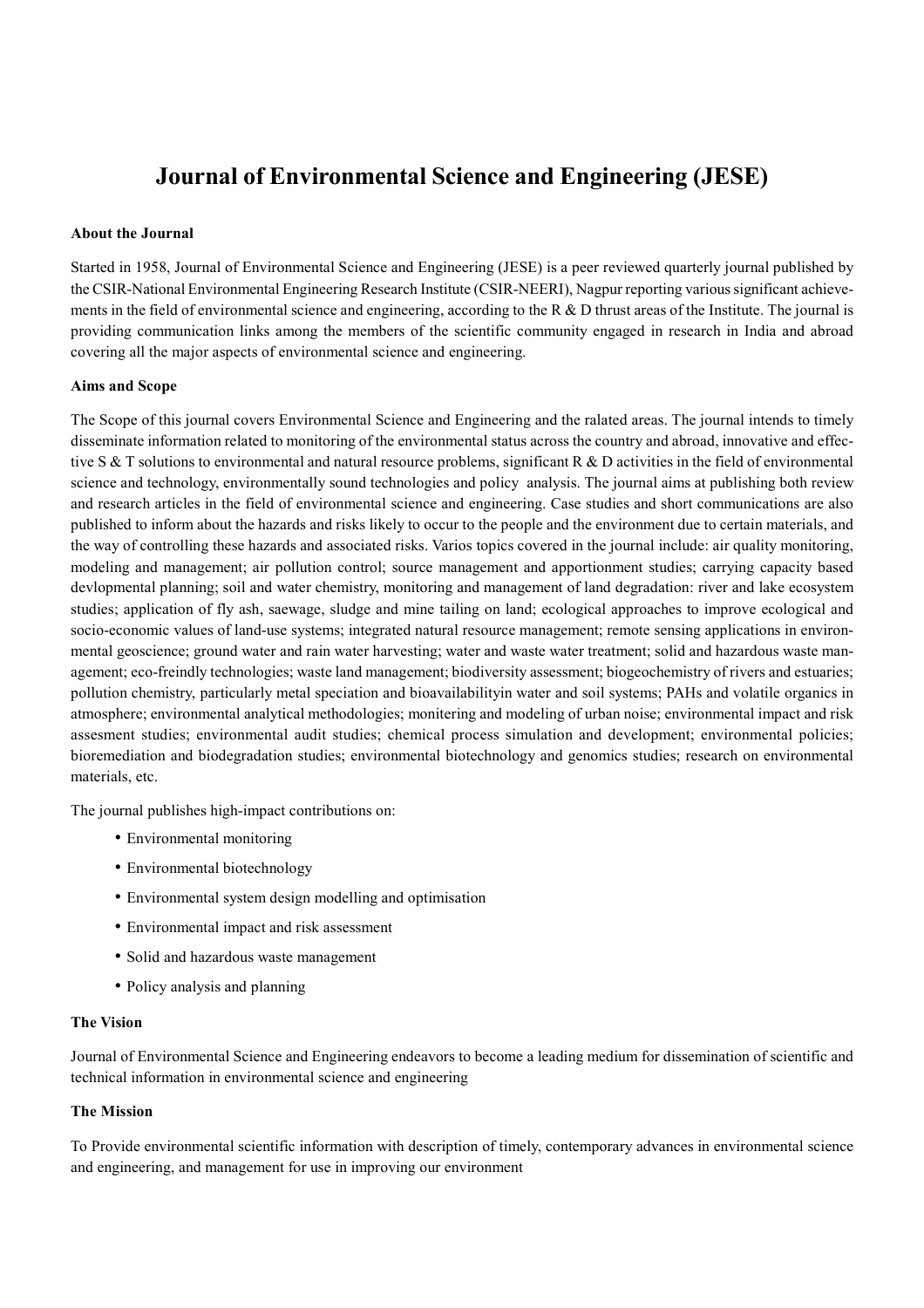# Journal of Environmental Science and Engineering (JESE)

### About the Journal

Started in 1958, Journal of Environmental Science and Engineering (JESE) is a peer reviewed quarterly journal published by the CSIR-National Environmental Engineering Research Institute (CSIR-NEERI), Nagpur reporting various significant achievements in the field of environmental science and engineering, according to the R & D thrust areas of the Institute. The journal is providing communication links among the members of the scientific community engaged in research in India and abroad covering all the major aspects of environmental science and engineering.

### Aims and Scope

The Scope of this journal covers Environmental Science and Engineering and the ralated areas. The journal intends to timely disseminate information related to monitoring of the environmental status across the country and abroad, innovative and effective S & T solutions to environmental and natural resource problems, significant R & D activities in the field of environmental science and technology, environmentally sound technologies and policy analysis. The journal aims at publishing both review and research articles in the field of environmental science and engineering. Case studies and short communications are also published to inform about the hazards and risks likely to occur to the people and the environment due to certain materials, and the way of controlling these hazards and associated risks. Varios topics covered in the journal include: air quality monitoring, modeling and management; air pollution control; source management and apportionment studies; carrying capacity based devlopmental planning; soil and water chemistry, monitoring and management of land degradation: river and lake ecosystem studies; application of fly ash, saewage, sludge and mine tailing on land; ecological approaches to improve ecological and socio-economic values of land-use systems; integrated natural resource management; remote sensing applications in environmental geoscience; ground water and rain water harvesting; water and waste water treatment; solid and hazardous waste management; eco-freindly technologies; waste land management; biodiversity assessment; biogeochemistry of rivers and estuaries; pollution chemistry, particularly metal speciation and bioavailabilityin water and soil systems; PAHs and volatile organics in atmosphere; environmental analytical methodologies; monitering and modeling of urban noise; environmental impact and risk assesment studies; environmental audit studies; chemical process simulation and development; environmental policies; bioremediation and biodegradation studies; environmental biotechnology and genomics studies; research on environmental materials, etc.

The journal publishes high-impact contributions on:

- Environmental monitoring
- Environmental biotechnology
- Environmental system design modelling and optimisation
- Environmental impact and risk assessment
- Solid and hazardous waste management
- Policy analysis and planning

### The Vision

Journal of Environmental Science and Engineering endeavors to become a leading medium for dissemination of scientific and technical information in environmental science and engineering

### The Mission

To Provide environmental scientific information with description of timely, contemporary advances in environmental science and engineering, and management for use in improving our environment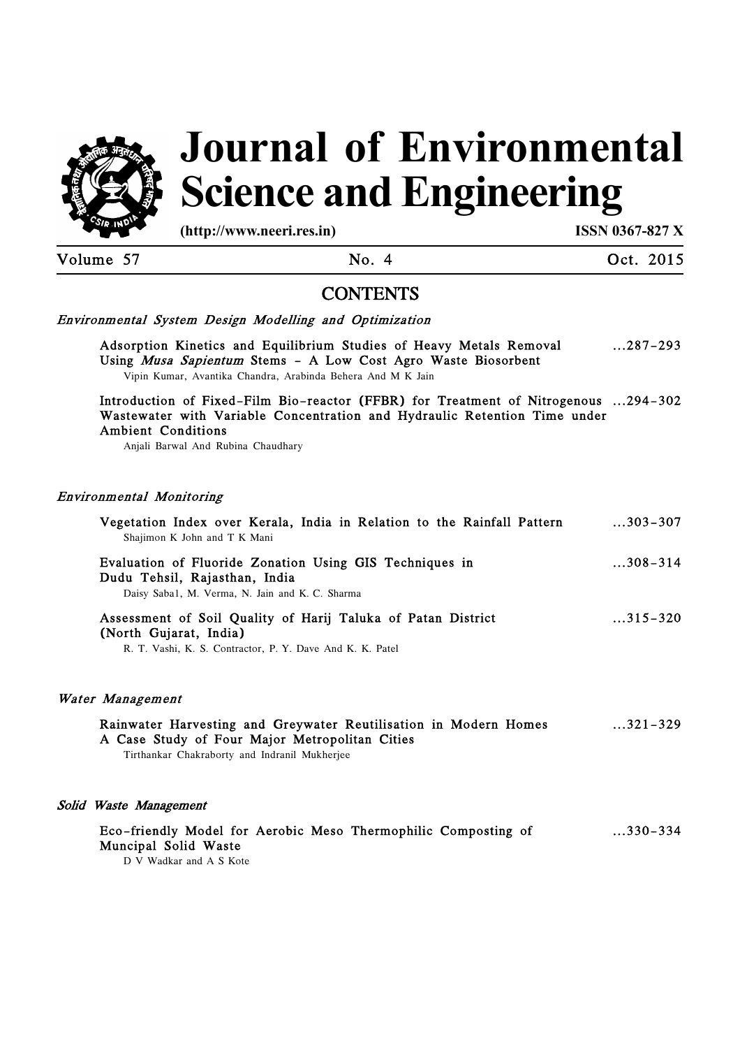# Journal of Environmental Science and Engineering

(http://www.neeri.res.in) ISSN 0367-827 X

Volume 57 No. 4 Oct. 2015

## CONTENTS

### *Environmental System Design Modelling and Optimization*

Adsorption Kinetics and Equilibrium Studies of Heavy Metals Removal Using *Musa Sapientum* Stems - A Low Cost Agro Waste Biosorbent ...287-293
Vipin Kumar, Avantika Chandra, Arabinda Behera And M K Jain

Introduction of Fixed-Film Bio-reactor (FFBR) for Treatment of Nitrogenous Wastewater with Variable Concentration and Hydraulic Retention Time under Ambient Conditions ...294-302
Anjali Barwal And Rubina Chaudhary

### *Environmental Monitoring*

Vegetation Index over Kerala, India in Relation to the Rainfall Pattern ...303-307
Shajimon K John and T K Mani

Evaluation of Fluoride Zonation Using GIS Techniques in Dudu Tehsil, Rajasthan, India ...308-314
Daisy Saba1, M. Verma, N. Jain and K. C. Sharma

Assessment of Soil Quality of Harij Taluka of Patan District (North Gujarat, India) ...315-320
R. T. Vashi, K. S. Contractor, P. Y. Dave And K. K. Patel

### *Water Management*

Rainwater Harvesting and Greywater Reutilisation in Modern Homes A Case Study of Four Major Metropolitan Cities ...321-329
Tirthankar Chakraborty and Indranil Mukherjee

### *Solid Waste Management*

Eco-friendly Model for Aerobic Meso Thermophilic Composting of Muncipal Solid Waste ...330-334
D V Wadkar and A S Kote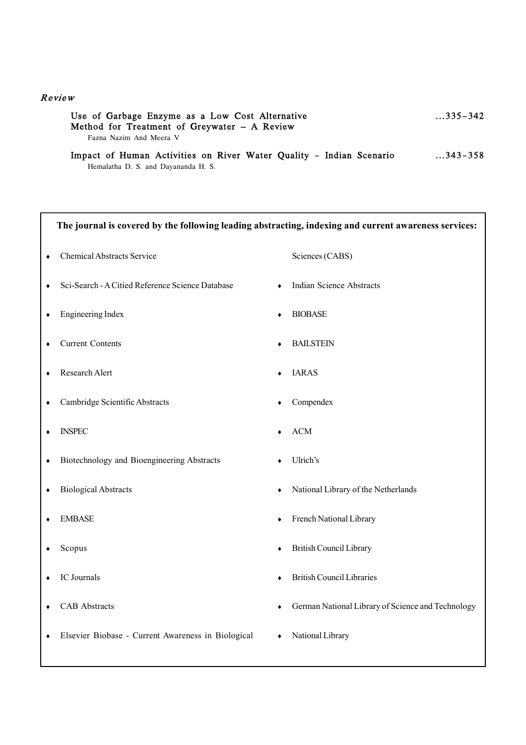*Review*

**Use of Garbage Enzyme as a Low Cost Alternative Method for Treatment of Greywater – A Review** ...335–342
Fazna Nazim And Meera V

**Impact of Human Activities on River Water Quality – Indian Scenario** ...343–358
Hemalatha D. S. and Dayananda H. S.

**The journal is covered by the following leading abstracting, indexing and current awareness services:**

- Chemical Abstracts Service
- Sci-Search - A Citied Reference Science Database
- Engineering Index
- Current Contents
- Research Alert
- Cambridge Scientific Abstracts
- INSPEC
- Biotechnology and Bioengineering Abstracts
- Biological Abstracts
- EMBASE
- Scopus
- IC Journals
- CAB Abstracts
- Elsevier Biobase - Current Awareness in Biological Sciences (CABS)
- Indian Science Abstracts
- BIOBASE
- BAILSTEIN
- IARAS
- Compendex
- ACM
- Ulrich's
- National Library of the Netherlands
- French National Library
- British Council Library
- British Council Libraries
- German National Library of Science and Technology
- National Library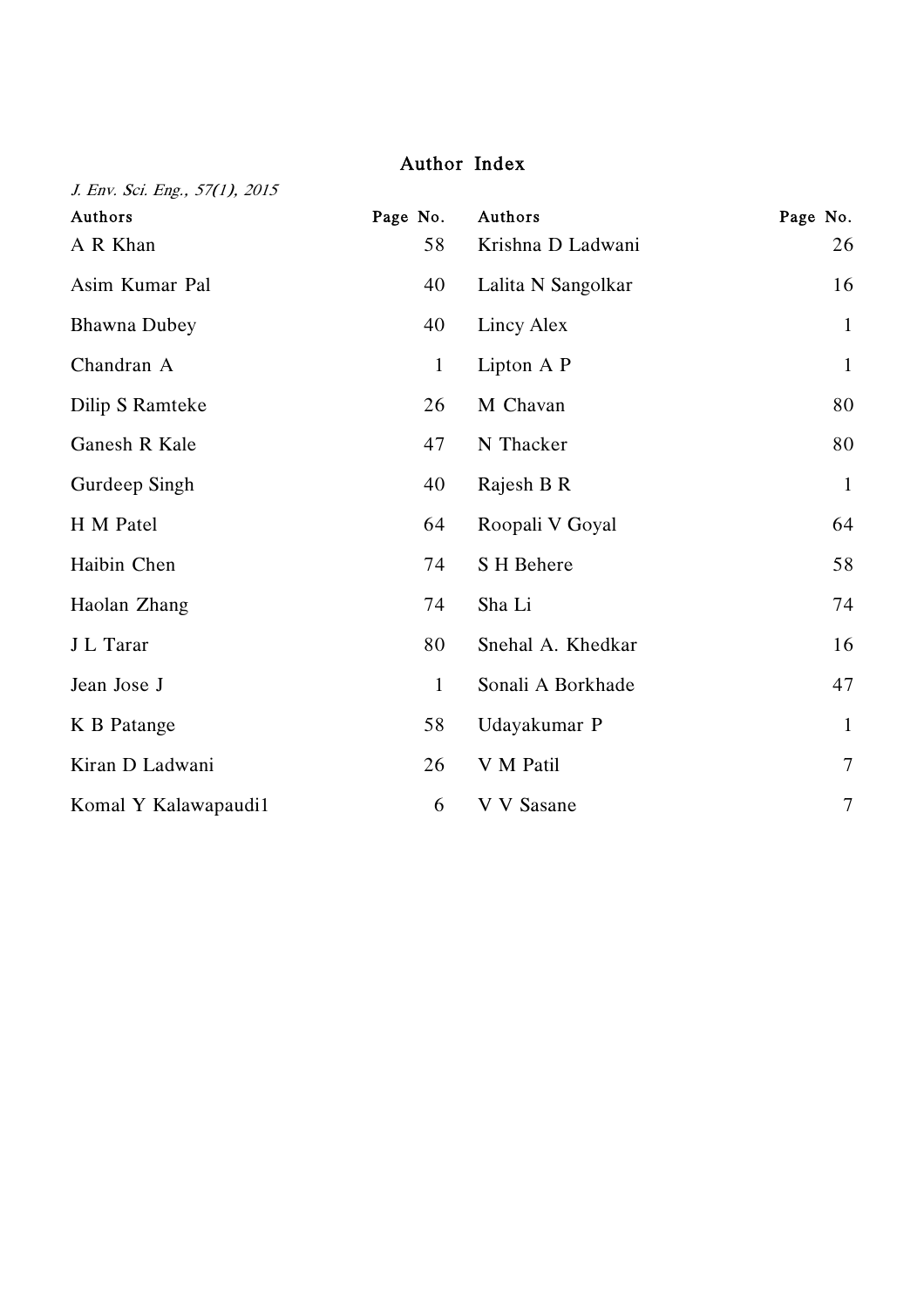# Author Index

*J. Env. Sci. Eng., 57(1), 2015*

| Authors | Page No. | Authors | Page No. |
|---|---|---|---|
| A R Khan | 58 | Krishna D Ladwani | 26 |
| Asim Kumar Pal | 40 | Lalita N Sangolkar | 16 |
| Bhawna Dubey | 40 | Lincy Alex | 1 |
| Chandran A | 1 | Lipton A P | 1 |
| Dilip S Ramteke | 26 | M Chavan | 80 |
| Ganesh R Kale | 47 | N Thacker | 80 |
| Gurdeep Singh | 40 | Rajesh B R | 1 |
| H M Patel | 64 | Roopali V Goyal | 64 |
| Haibin Chen | 74 | S H Behere | 58 |
| Haolan Zhang | 74 | Sha Li | 74 |
| J L Tarar | 80 | Snehal A. Khedkar | 16 |
| Jean Jose J | 1 | Sonali A Borkhade | 47 |
| K B Patange | 58 | Udayakumar P | 1 |
| Kiran D Ladwani | 26 | V M Patil | 7 |
| Komal Y Kalawapaudi1 | 6 | V V Sasane | 7 |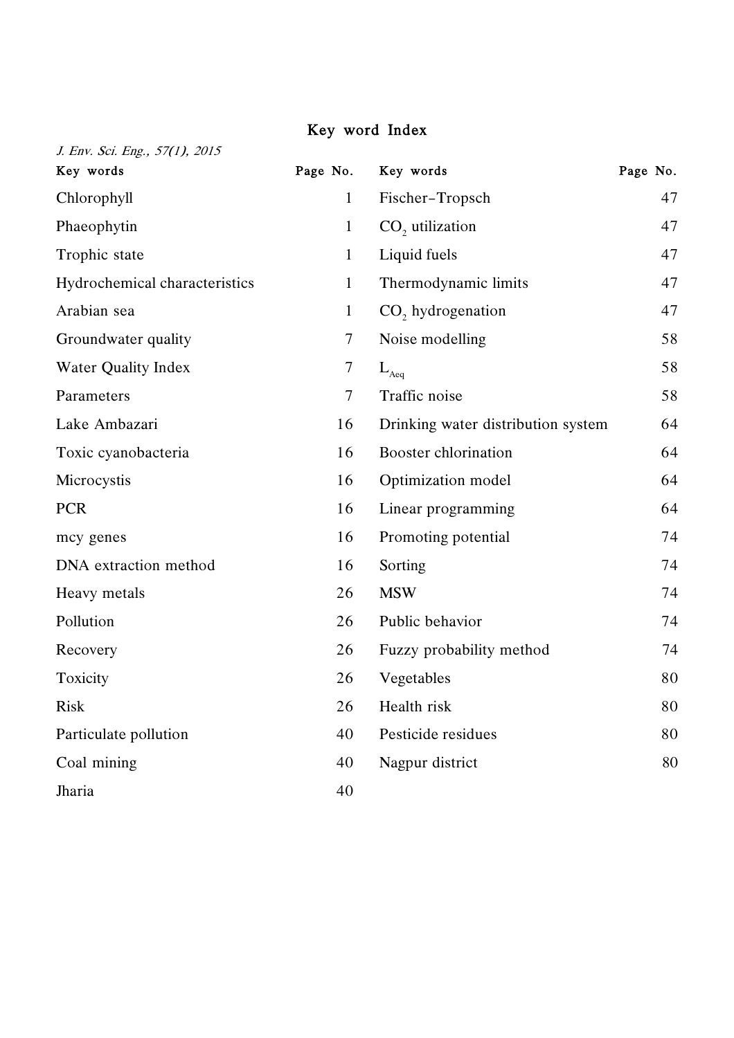# Key word Index

*J. Env. Sci. Eng., 57(1), 2015*

| Key words | Page No. |
|---|---|
| Chlorophyll | 1 |
| Phaeophytin | 1 |
| Trophic state | 1 |
| Hydrochemical characteristics | 1 |
| Arabian sea | 1 |
| Groundwater quality | 7 |
| Water Quality Index | 7 |
| Parameters | 7 |
| Lake Ambazari | 16 |
| Toxic cyanobacteria | 16 |
| Microcystis | 16 |
| PCR | 16 |
| mcy genes | 16 |
| DNA extraction method | 16 |
| Heavy metals | 26 |
| Pollution | 26 |
| Recovery | 26 |
| Toxicity | 26 |
| Risk | 26 |
| Particulate pollution | 40 |
| Coal mining | 40 |
| Jharia | 40 |
| Fischer–Tropsch | 47 |
| $CO_2$ utilization | 47 |
| Liquid fuels | 47 |
| Thermodynamic limits | 47 |
| $CO_2$ hydrogenation | 47 |
| Noise modelling | 58 |
| $L_{Aeq}$ | 58 |
| Traffic noise | 58 |
| Drinking water distribution system | 64 |
| Booster chlorination | 64 |
| Optimization model | 64 |
| Linear programming | 64 |
| Promoting potential | 74 |
| Sorting | 74 |
| MSW | 74 |
| Public behavior | 74 |
| Fuzzy probability method | 74 |
| Vegetables | 80 |
| Health risk | 80 |
| Pesticide residues | 80 |
| Nagpur district | 80 |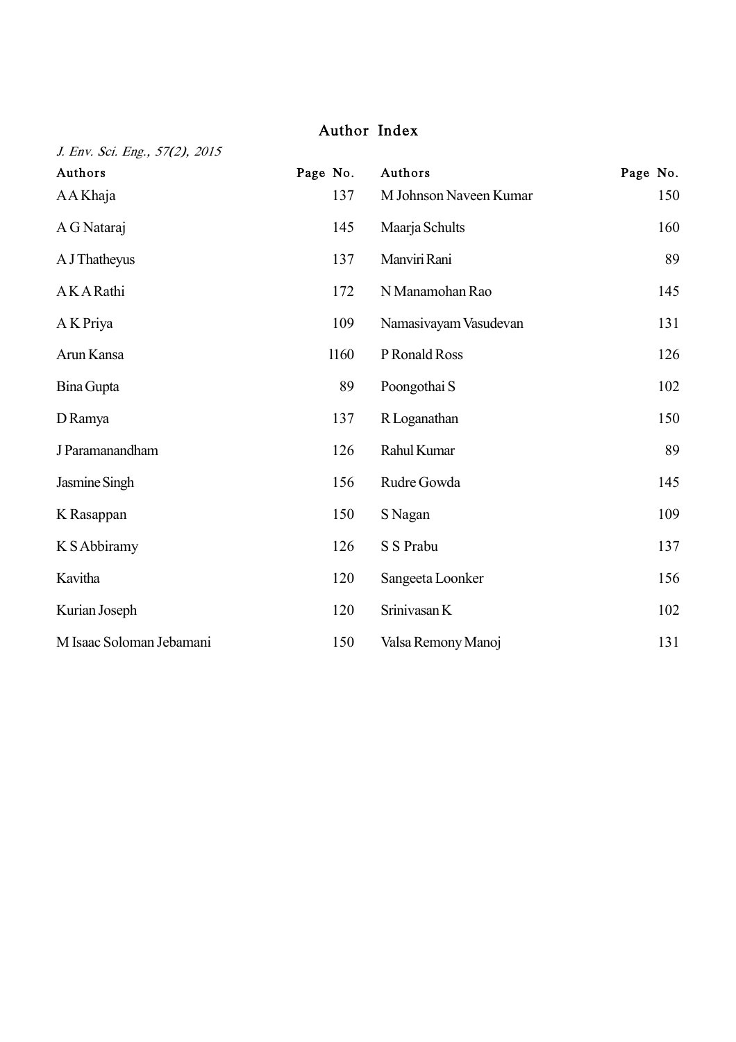# Author Index

*J. Env. Sci. Eng., 57(2), 2015*

| Authors | Page No. | Authors | Page No. |
|---|---|---|---|
| A A Khaja | 137 | M Johnson Naveen Kumar | 150 |
| A G Nataraj | 145 | Maarja Schults | 160 |
| A J Thatheyus | 137 | Manviri Rani | 89 |
| A K A Rathi | 172 | N Manamohan Rao | 145 |
| A K Priya | 109 | Namasivayam Vasudevan | 131 |
| Arun Kansa | 1160 | P Ronald Ross | 126 |
| Bina Gupta | 89 | Poongothai S | 102 |
| D Ramya | 137 | R Loganathan | 150 |
| J Paramanandham | 126 | Rahul Kumar | 89 |
| Jasmine Singh | 156 | Rudre Gowda | 145 |
| K Rasappan | 150 | S Nagan | 109 |
| K S Abbiramy | 126 | S S Prabu | 137 |
| Kavitha | 120 | Sangeeta Loonker | 156 |
| Kurian Joseph | 120 | Srinivasan K | 102 |
| M Isaac Soloman Jebamani | 150 | Valsa Remony Manoj | 131 |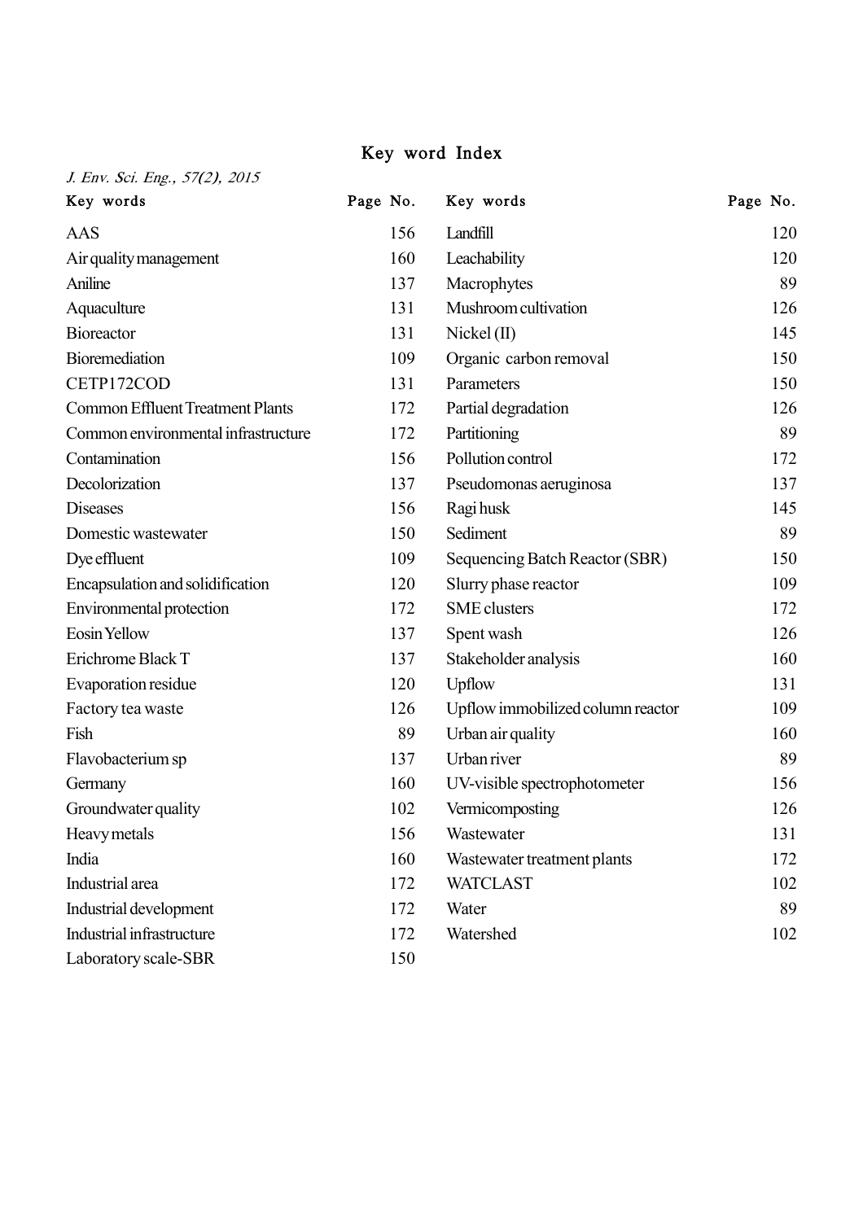# Key word Index

*J. Env. Sci. Eng., 57(2), 2015*

| Key words | Page No. |
|---|---|
| AAS | 156 |
| Air quality management | 160 |
| Aniline | 137 |
| Aquaculture | 131 |
| Bioreactor | 131 |
| Bioremediation | 109 |
| CETP172COD | 131 |
| Common Effluent Treatment Plants | 172 |
| Common environmental infrastructure | 172 |
| Contamination | 156 |
| Decolorization | 137 |
| Diseases | 156 |
| Domestic wastewater | 150 |
| Dye effluent | 109 |
| Encapsulation and solidification | 120 |
| Environmental protection | 172 |
| Eosin Yellow | 137 |
| Erichrome Black T | 137 |
| Evaporation residue | 120 |
| Factory tea waste | 126 |
| Fish | 89 |
| Flavobacterium sp | 137 |
| Germany | 160 |
| Groundwater quality | 102 |
| Heavy metals | 156 |
| India | 160 |
| Industrial area | 172 |
| Industrial development | 172 |
| Industrial infrastructure | 172 |
| Laboratory scale-SBR | 150 |
| Landfill | 120 |
| Leachability | 120 |
| Macrophytes | 89 |
| Mushroom cultivation | 126 |
| Nickel (II) | 145 |
| Organic carbon removal | 150 |
| Parameters | 150 |
| Partial degradation | 126 |
| Partitioning | 89 |
| Pollution control | 172 |
| Pseudomonas aeruginosa | 137 |
| Ragi husk | 145 |
| Sediment | 89 |
| Sequencing Batch Reactor (SBR) | 150 |
| Slurry phase reactor | 109 |
| SME clusters | 172 |
| Spent wash | 126 |
| Stakeholder analysis | 160 |
| Upflow | 131 |
| Upflow immobilized column reactor | 109 |
| Urban air quality | 160 |
| Urban river | 89 |
| UV-visible spectrophotometer | 156 |
| Vermicomposting | 126 |
| Wastewater | 131 |
| Wastewater treatment plants | 172 |
| WATCLAST | 102 |
| Water | 89 |
| Watershed | 102 |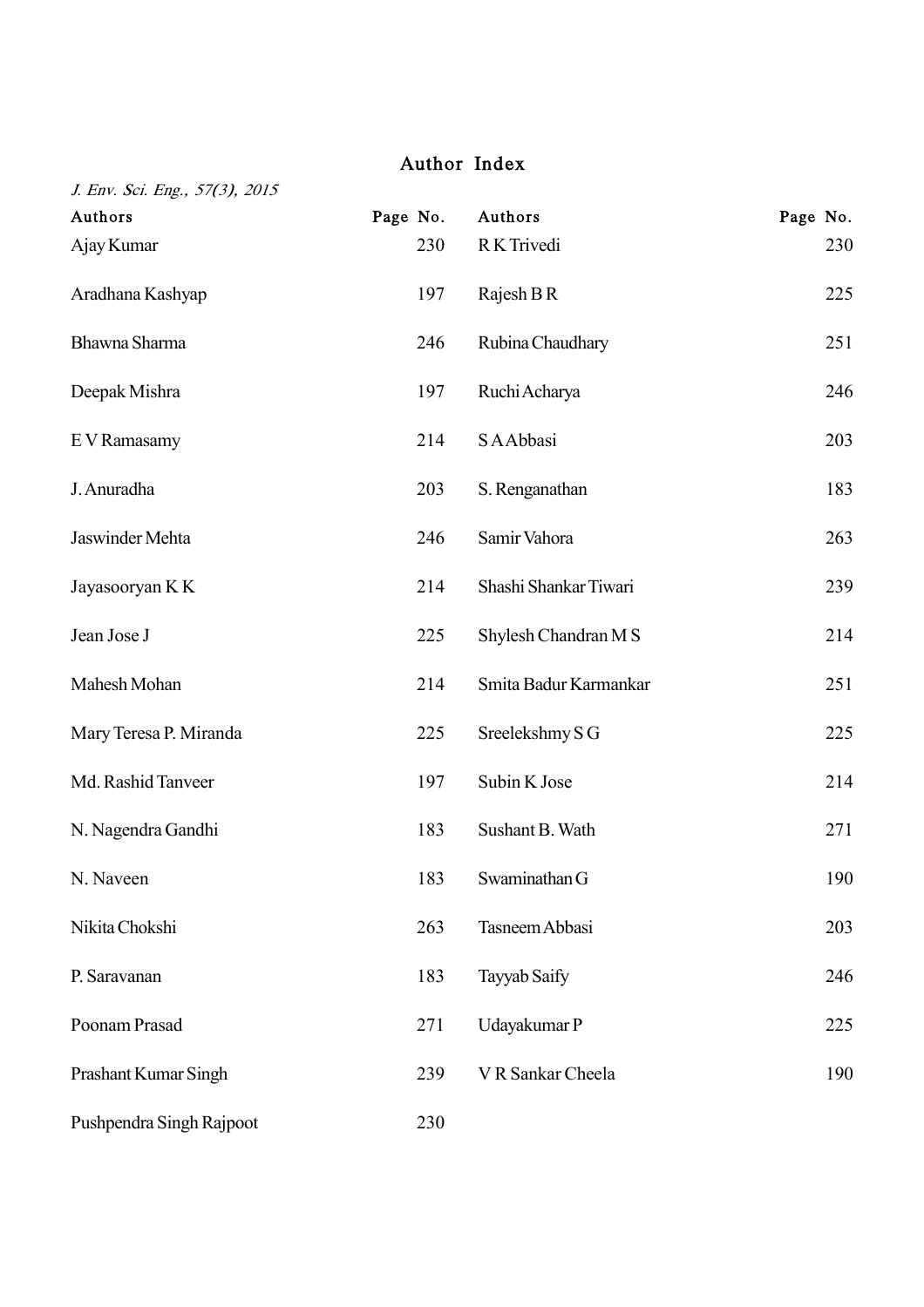# Author Index

*J. Env. Sci. Eng., 57(3), 2015*

| Authors | Page No. |
|---|---|
| Ajay Kumar | 230 |
| Aradhana Kashyap | 197 |
| Bhawna Sharma | 246 |
| Deepak Mishra | 197 |
| E V Ramasamy | 214 |
| J. Anuradha | 203 |
| Jaswinder Mehta | 246 |
| Jayasooryan K K | 214 |
| Jean Jose J | 225 |
| Mahesh Mohan | 214 |
| Mary Teresa P. Miranda | 225 |
| Md. Rashid Tanveer | 197 |
| N. Nagendra Gandhi | 183 |
| N. Naveen | 183 |
| Nikita Chokshi | 263 |
| P. Saravanan | 183 |
| Poonam Prasad | 271 |
| Prashant Kumar Singh | 239 |
| Pushpendra Singh Rajpoot | 230 |
| R K Trivedi | 230 |
| Rajesh B R | 225 |
| Rubina Chaudhary | 251 |
| Ruchi Acharya | 246 |
| S A Abbasi | 203 |
| S. Renganathan | 183 |
| Samir Vahora | 263 |
| Shashi Shankar Tiwari | 239 |
| Shylesh Chandran M S | 214 |
| Smita Badur Karmankar | 251 |
| Sreelekshmy S G | 225 |
| Subin K Jose | 214 |
| Sushant B. Wath | 271 |
| Swaminathan G | 190 |
| Tasneem Abbasi | 203 |
| Tayyab Saify | 246 |
| Udayakumar P | 225 |
| V R Sankar Cheela | 190 |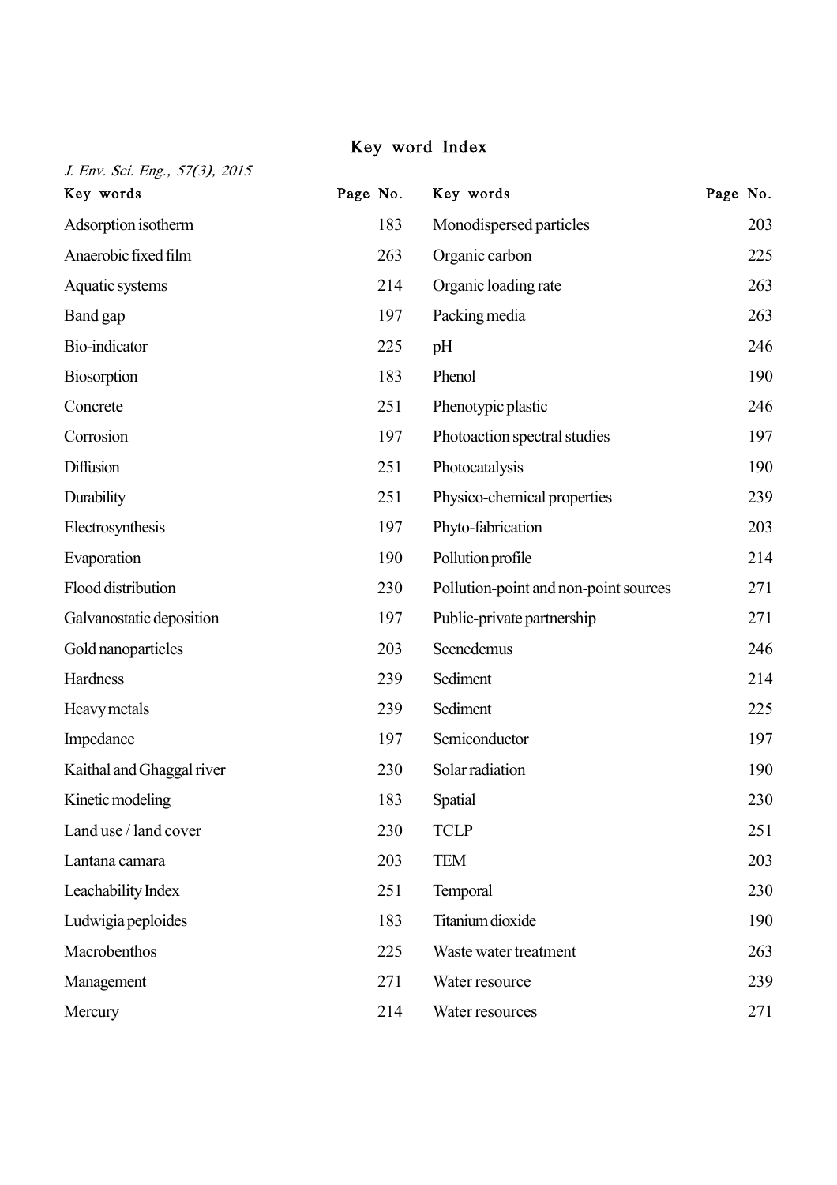# Key word Index

*J. Env. Sci. Eng., 57(3), 2015*

| Key words | Page No. |
|---|---|
| Adsorption isotherm | 183 |
| Anaerobic fixed film | 263 |
| Aquatic systems | 214 |
| Band gap | 197 |
| Bio-indicator | 225 |
| Biosorption | 183 |
| Concrete | 251 |
| Corrosion | 197 |
| Diffusion | 251 |
| Durability | 251 |
| Electrosynthesis | 197 |
| Evaporation | 190 |
| Flood distribution | 230 |
| Galvanostatic deposition | 197 |
| Gold nanoparticles | 203 |
| Hardness | 239 |
| Heavy metals | 239 |
| Impedance | 197 |
| Kaithal and Ghaggal river | 230 |
| Kinetic modeling | 183 |
| Land use / land cover | 230 |
| Lantana camara | 203 |
| Leachability Index | 251 |
| Ludwigia peploides | 183 |
| Macrobenthos | 225 |
| Management | 271 |
| Mercury | 214 |
| Monodispersed particles | 203 |
| Organic carbon | 225 |
| Organic loading rate | 263 |
| Packing media | 263 |
| pH | 246 |
| Phenol | 190 |
| Phenotypic plastic | 246 |
| Photoaction spectral studies | 197 |
| Photocatalysis | 190 |
| Physico-chemical properties | 239 |
| Phyto-fabrication | 203 |
| Pollution profile | 214 |
| Pollution-point and non-point sources | 271 |
| Public-private partnership | 271 |
| Scenedemus | 246 |
| Sediment | 214 |
| Sediment | 225 |
| Semiconductor | 197 |
| Solar radiation | 190 |
| Spatial | 230 |
| TCLP | 251 |
| TEM | 203 |
| Temporal | 230 |
| Titanium dioxide | 190 |
| Waste water treatment | 263 |
| Water resource | 239 |
| Water resources | 271 |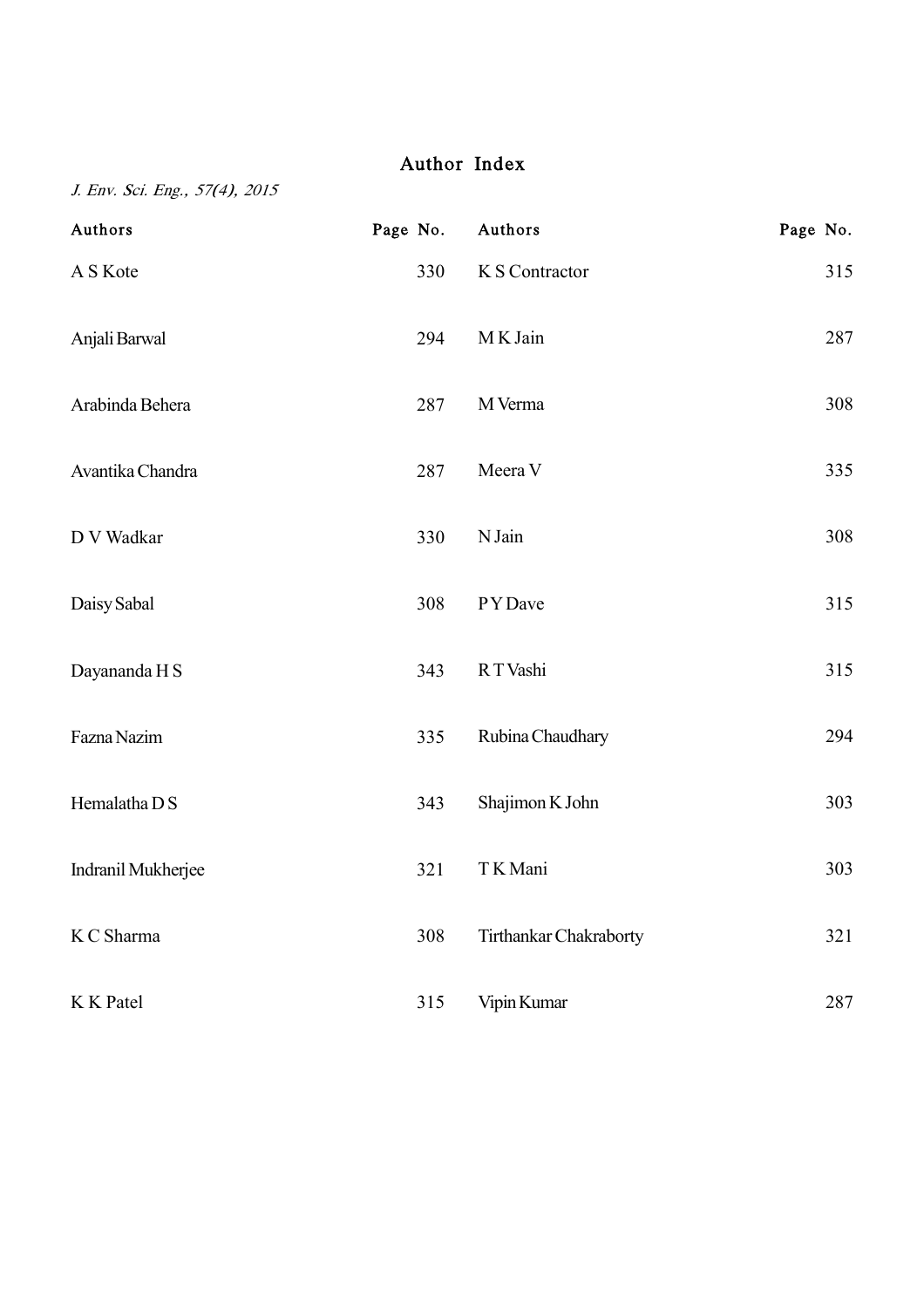# Author Index

*J. Env. Sci. Eng., 57(4), 2015*

| Authors | Page No. | Authors | Page No. |
|---|---|---|---|
| A S Kote | 330 | K S Contractor | 315 |
| Anjali Barwal | 294 | M K Jain | 287 |
| Arabinda Behera | 287 | M Verma | 308 |
| Avantika Chandra | 287 | Meera V | 335 |
| D V Wadkar | 330 | N Jain | 308 |
| Daisy Sabal | 308 | P Y Dave | 315 |
| Dayananda H S | 343 | R T Vashi | 315 |
| Fazna Nazim | 335 | Rubina Chaudhary | 294 |
| Hemalatha D S | 343 | Shajimon K John | 303 |
| Indranil Mukherjee | 321 | T K Mani | 303 |
| K C Sharma | 308 | Tirthankar Chakraborty | 321 |
| K K Patel | 315 | Vipin Kumar | 287 |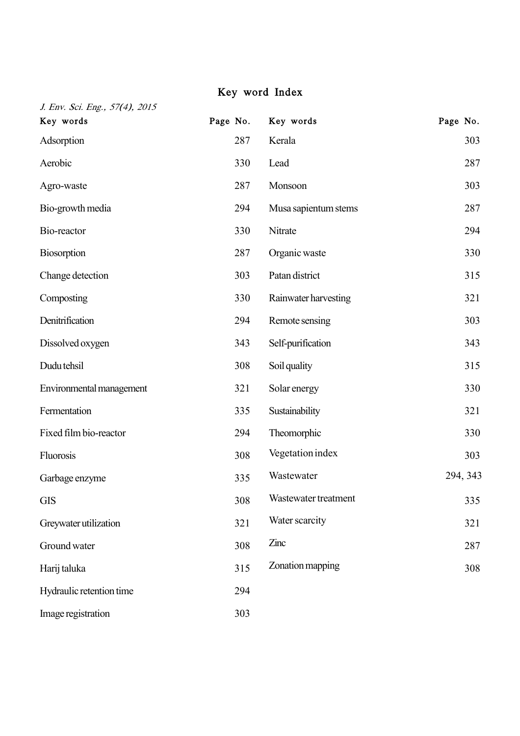# Key word Index

*J. Env. Sci. Eng., 57(4), 2015*

| Key words | Page No. |
|---|---|
| Adsorption | 287 |
| Aerobic | 330 |
| Agro-waste | 287 |
| Bio-growth media | 294 |
| Bio-reactor | 330 |
| Biosorption | 287 |
| Change detection | 303 |
| Composting | 330 |
| Denitrification | 294 |
| Dissolved oxygen | 343 |
| Dudu tehsil | 308 |
| Environmental management | 321 |
| Fermentation | 335 |
| Fixed film bio-reactor | 294 |
| Fluorosis | 308 |
| Garbage enzyme | 335 |
| GIS | 308 |
| Greywater utilization | 321 |
| Ground water | 308 |
| Harij taluka | 315 |
| Hydraulic retention time | 294 |
| Image registration | 303 |
| Kerala | 303 |
| Lead | 287 |
| Monsoon | 303 |
| Musa sapientum stems | 287 |
| Nitrate | 294 |
| Organic waste | 330 |
| Patan district | 315 |
| Rainwater harvesting | 321 |
| Remote sensing | 303 |
| Self-purification | 343 |
| Soil quality | 315 |
| Solar energy | 330 |
| Sustainability | 321 |
| Theomorphic | 330 |
| Vegetation index | 303 |
| Wastewater | 294, 343 |
| Wastewater treatment | 335 |
| Water scarcity | 321 |
| Zinc | 287 |
| Zonation mapping | 308 |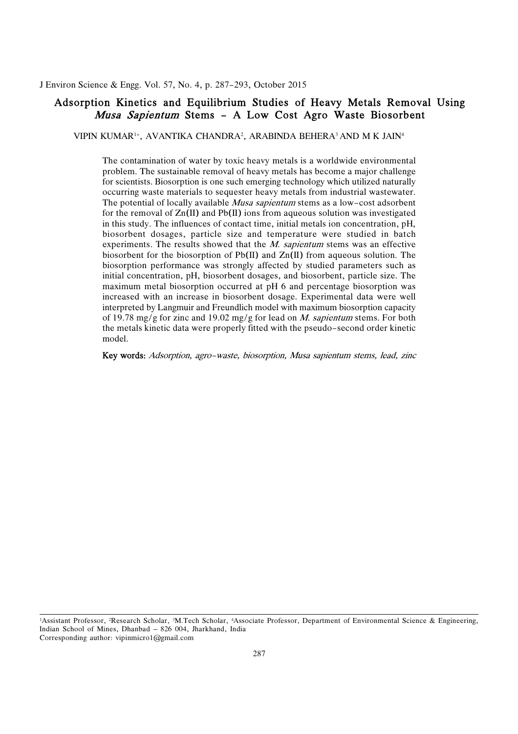# Adsorption Kinetics and Equilibrium Studies of Heavy Metals Removal Using *Musa Sapientum* Stems – A Low Cost Agro Waste Biosorbent

VIPIN KUMAR[1\*], AVANTIKA CHANDRA[2], ARABINDA BEHERA[3] AND M K JAIN[4]

The contamination of water by toxic heavy metals is a worldwide environmental problem. The sustainable removal of heavy metals has become a major challenge for scientists. Biosorption is one such emerging technology which utilized naturally occurring waste materials to sequester heavy metals from industrial wastewater. The potential of locally available *Musa sapientum* stems as a low-cost adsorbent for the removal of Zn(II) and Pb(II) ions from aqueous solution was investigated in this study. The influences of contact time, initial metals ion concentration, pH, biosorbent dosages, particle size and temperature were studied in batch experiments. The results showed that the *M. sapientum* stems was an effective biosorbent for the biosorption of Pb(II) and Zn(II) from aqueous solution. The biosorption performance was strongly affected by studied parameters such as initial concentration, pH, biosorbent dosages, and biosorbent, particle size. The maximum metal biosorption occurred at pH 6 and percentage biosorption was increased with an increase in biosorbent dosage. Experimental data were well interpreted by Langmuir and Freundlich model with maximum biosorption capacity of 19.78 mg/g for zinc and 19.02 mg/g for lead on *M. sapientum* stems. For both the metals kinetic data were properly fitted with the pseudo-second order kinetic model.

**Key words:** *Adsorption, agro-waste, biosorption, Musa sapientum stems, lead, zinc*

---

[1]Assistant Professor, [2]Research Scholar, [3]M.Tech Scholar, [4]Associate Professor, Department of Environmental Science & Engineering, Indian School of Mines, Dhanbad – 826 004, Jharkhand, India
Corresponding author: vipinmicro1@gmail.com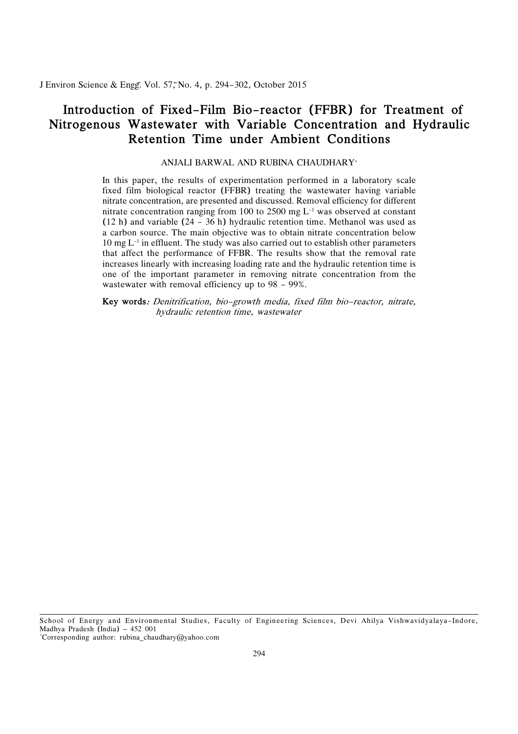# Introduction of Fixed-Film Bio-reactor (FFBR) for Treatment of Nitrogenous Wastewater with Variable Concentration and Hydraulic Retention Time under Ambient Conditions

ANJALI BARWAL AND RUBINA CHAUDHARY[+]

In this paper, the results of experimentation performed in a laboratory scale fixed film biological reactor (FFBR) treating the wastewater having variable nitrate concentration, are presented and discussed. Removal efficiency for different nitrate concentration ranging from 100 to 2500 mg $L^{-1}$ was observed at constant (12 h) and variable (24 - 36 h) hydraulic retention time. Methanol was used as a carbon source. The main objective was to obtain nitrate concentration below 10 mg $L^{-1}$ in effluent. The study was also carried out to establish other parameters that affect the performance of FFBR. The results show that the removal rate increases linearly with increasing loading rate and the hydraulic retention time is one of the important parameter in removing nitrate concentration from the wastewater with removal efficiency up to 98 - 99%.

**Key words**: *Denitrification, bio-growth media, fixed film bio-reactor, nitrate, hydraulic retention time, wastewater*

School of Energy and Environmental Studies, Faculty of Engineering Sciences, Devi Ahilya Vishwavidyalaya-Indore, Madhya Pradesh (India) – 452 001

[+]Corresponding author: rubina_chaudhary@yahoo.com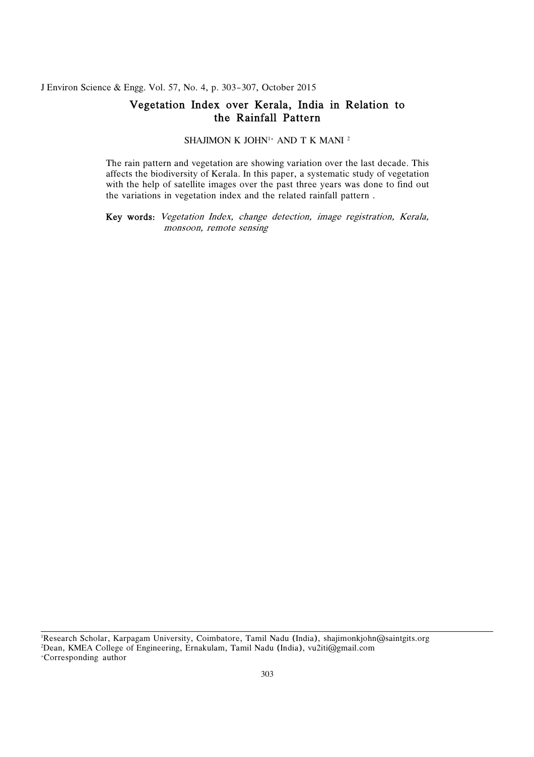# Vegetation Index over Kerala, India in Relation to the Rainfall Pattern

SHAJIMON K JOHN[1+] AND T K MANI [2]

The rain pattern and vegetation are showing variation over the last decade. This affects the biodiversity of Kerala. In this paper, a systematic study of vegetation with the help of satellite images over the past three years was done to find out the variations in vegetation index and the related rainfall pattern .

**Key words:** *Vegetation Index, change detection, image registration, Kerala, monsoon, remote sensing*

---

[1]Research Scholar, Karpagam University, Coimbatore, Tamil Nadu (India), shajimonkjohn@saintgits.org
[2]Dean, KMEA College of Engineering, Ernakulam, Tamil Nadu (India), vu2iti@gmail.com
[+]Corresponding author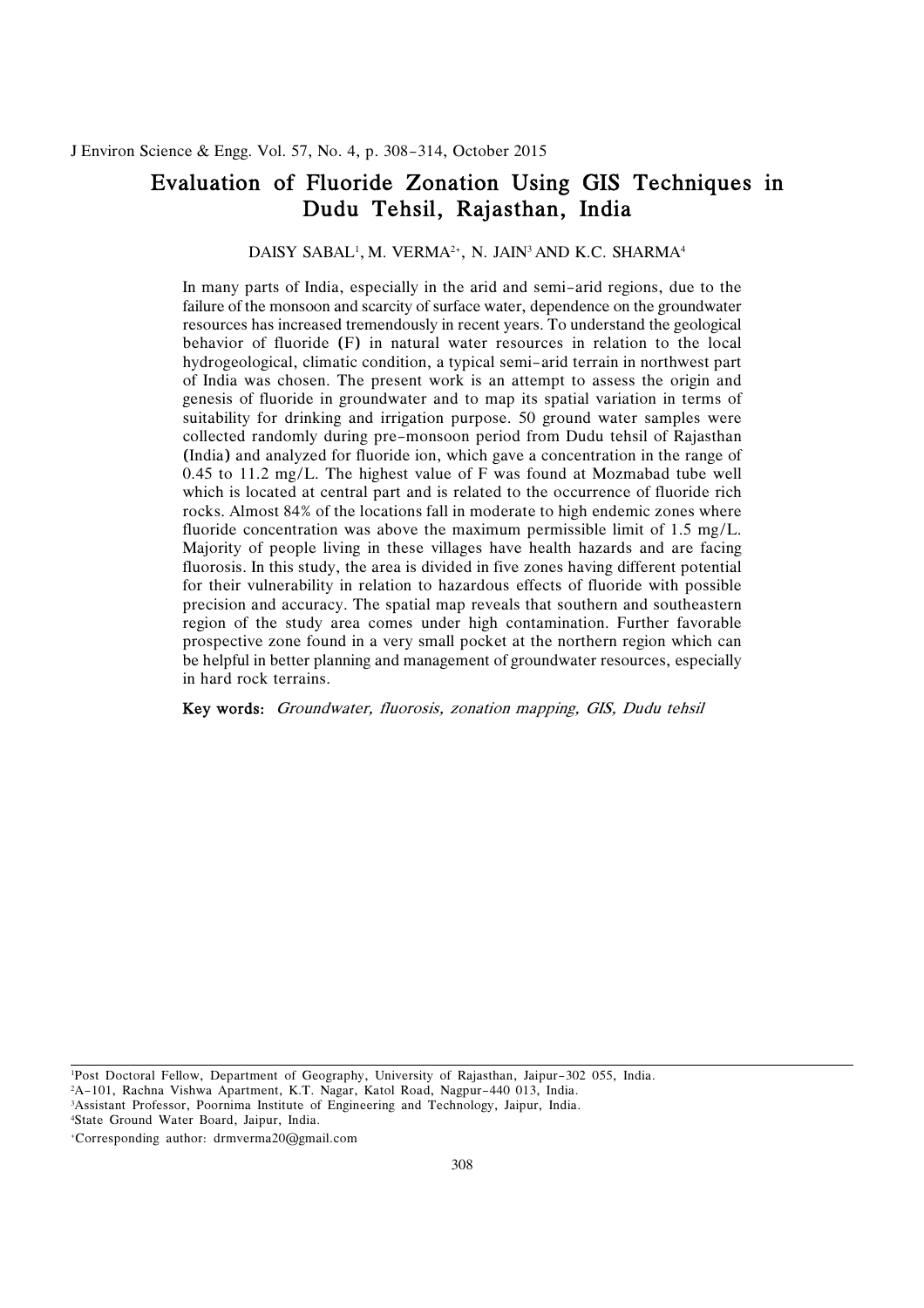# Evaluation of Fluoride Zonation Using GIS Techniques in Dudu Tehsil, Rajasthan, India

DAISY SABAL[1], M. VERMA[2+], N. JAIN[3] AND K.C. SHARMA[4]

In many parts of India, especially in the arid and semi-arid regions, due to the failure of the monsoon and scarcity of surface water, dependence on the groundwater resources has increased tremendously in recent years. To understand the geological behavior of fluoride (F) in natural water resources in relation to the local hydrogeological, climatic condition, a typical semi-arid terrain in northwest part of India was chosen. The present work is an attempt to assess the origin and genesis of fluoride in groundwater and to map its spatial variation in terms of suitability for drinking and irrigation purpose. 50 ground water samples were collected randomly during pre-monsoon period from Dudu tehsil of Rajasthan (India) and analyzed for fluoride ion, which gave a concentration in the range of 0.45 to 11.2 mg/L. The highest value of F was found at Mozmabad tube well which is located at central part and is related to the occurrence of fluoride rich rocks. Almost 84% of the locations fall in moderate to high endemic zones where fluoride concentration was above the maximum permissible limit of 1.5 mg/L. Majority of people living in these villages have health hazards and are facing fluorosis. In this study, the area is divided in five zones having different potential for their vulnerability in relation to hazardous effects of fluoride with possible precision and accuracy. The spatial map reveals that southern and southeastern region of the study area comes under high contamination. Further favorable prospective zone found in a very small pocket at the northern region which can be helpful in better planning and management of groundwater resources, especially in hard rock terrains.

**Key words:** *Groundwater, fluorosis, zonation mapping, GIS, Dudu tehsil*

[1]Post Doctoral Fellow, Department of Geography, University of Rajasthan, Jaipur-302 055, India.
[2]A-101, Rachna Vishwa Apartment, K.T. Nagar, Katol Road, Nagpur-440 013, India.
[3]Assistant Professor, Poornima Institute of Engineering and Technology, Jaipur, India.
[4]State Ground Water Board, Jaipur, India.
[+]Corresponding author: drmverma20@gmail.com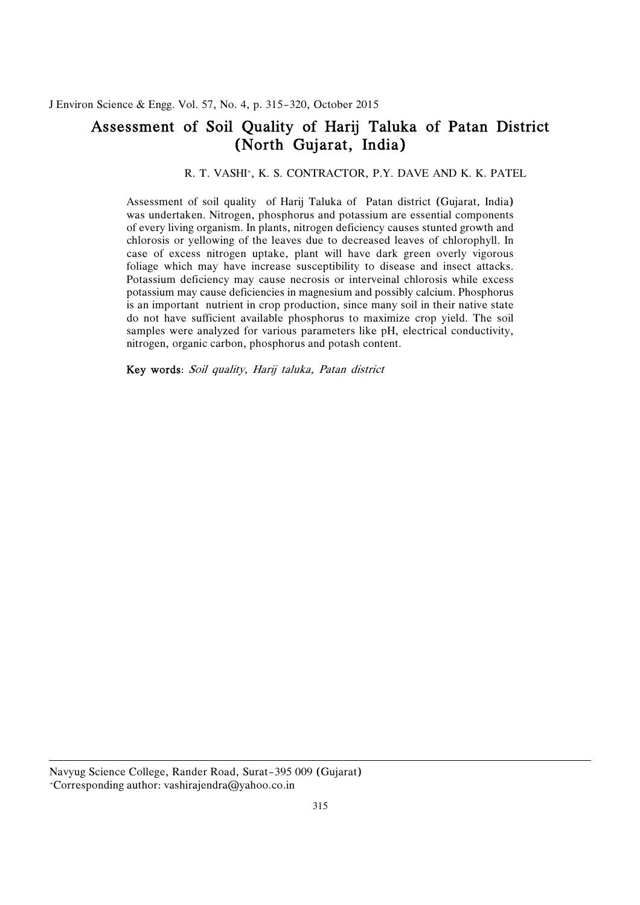# Assessment of Soil Quality of Harij Taluka of Patan District (North Gujarat, India)

R. T. VASHI[+], K. S. CONTRACTOR, P.Y. DAVE AND K. K. PATEL

Assessment of soil quality of Harij Taluka of Patan district (Gujarat, India) was undertaken. Nitrogen, phosphorus and potassium are essential components of every living organism. In plants, nitrogen deficiency causes stunted growth and chlorosis or yellowing of the leaves due to decreased leaves of chlorophyll. In case of excess nitrogen uptake, plant will have dark green overly vigorous foliage which may have increase susceptibility to disease and insect attacks. Potassium deficiency may cause necrosis or interveinal chlorosis while excess potassium may cause deficiencies in magnesium and possibly calcium. Phosphorus is an important nutrient in crop production, since many soil in their native state do not have sufficient available phosphorus to maximize crop yield. The soil samples were analyzed for various parameters like pH, electrical conductivity, nitrogen, organic carbon, phosphorus and potash content.

**Key words**: *Soil quality, Harij taluka, Patan district*

---

Navyug Science College, Rander Road, Surat–395 009 (Gujarat)
[+]Corresponding author: vashirajendra@yahoo.co.in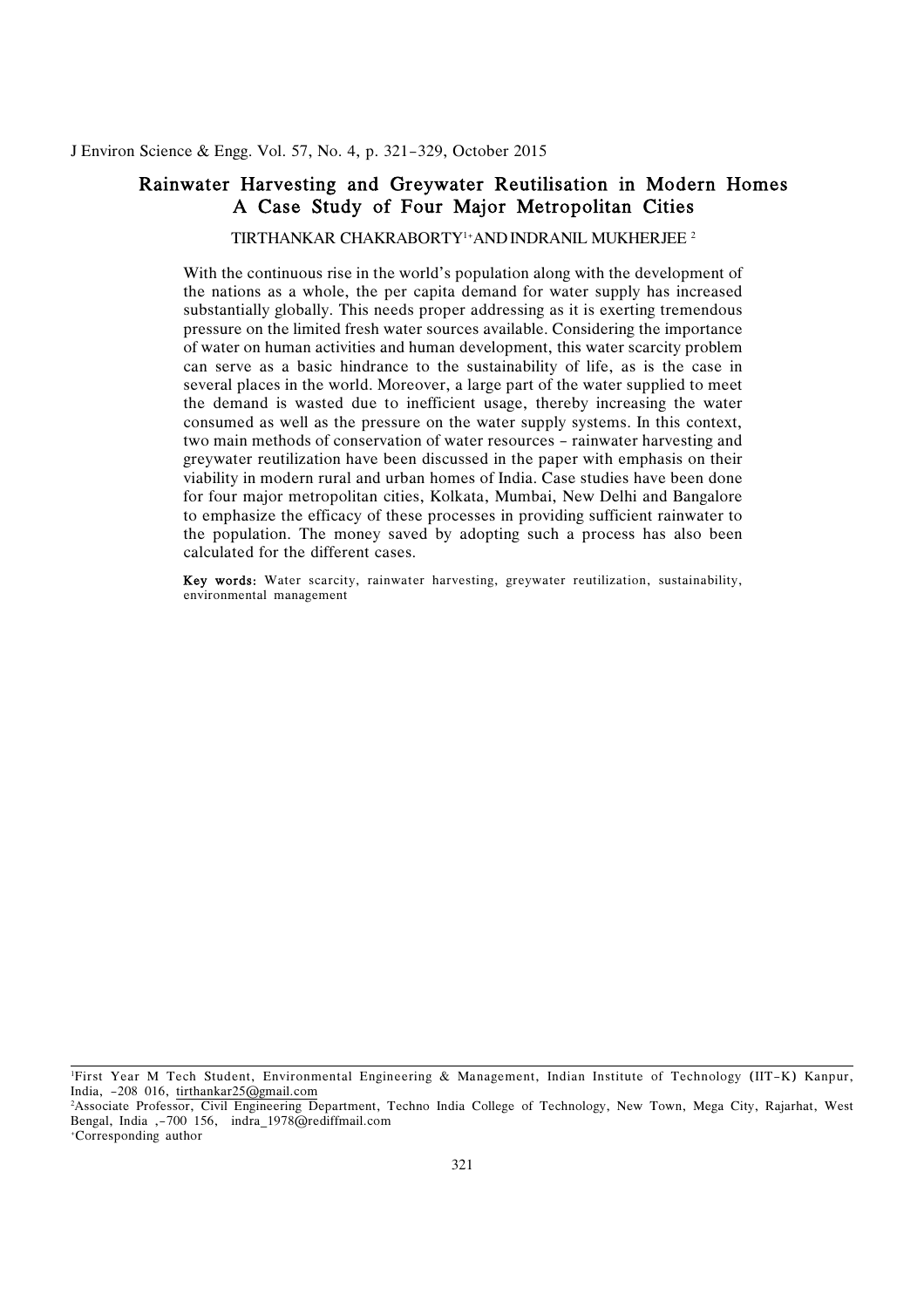# Rainwater Harvesting and Greywater Reutilisation in Modern Homes A Case Study of Four Major Metropolitan Cities

TIRTHANKAR CHAKRABORTY[1+] AND INDRANIL MUKHERJEE [2]

With the continuous rise in the world's population along with the development of the nations as a whole, the per capita demand for water supply has increased substantially globally. This needs proper addressing as it is exerting tremendous pressure on the limited fresh water sources available. Considering the importance of water on human activities and human development, this water scarcity problem can serve as a basic hindrance to the sustainability of life, as is the case in several places in the world. Moreover, a large part of the water supplied to meet the demand is wasted due to inefficient usage, thereby increasing the water consumed as well as the pressure on the water supply systems. In this context, two main methods of conservation of water resources – rainwater harvesting and greywater reutilization have been discussed in the paper with emphasis on their viability in modern rural and urban homes of India. Case studies have been done for four major metropolitan cities, Kolkata, Mumbai, New Delhi and Bangalore to emphasize the efficacy of these processes in providing sufficient rainwater to the population. The money saved by adopting such a process has also been calculated for the different cases.

**Key words:** Water scarcity, rainwater harvesting, greywater reutilization, sustainability, environmental management

---

[1]First Year M Tech Student, Environmental Engineering & Management, Indian Institute of Technology (IIT-K) Kanpur, India, –208 016, tirthankar25@gmail.com

[2]Associate Professor, Civil Engineering Department, Techno India College of Technology, New Town, Mega City, Rajarhat, West Bengal, India ,–700 156, indra_1978@rediffmail.com

[+]Corresponding author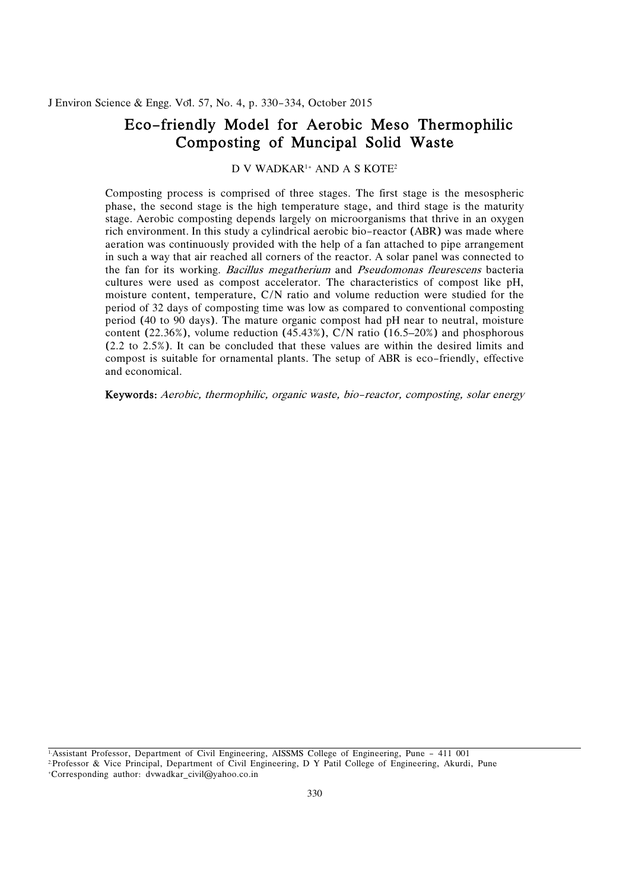# Eco-friendly Model for Aerobic Meso Thermophilic Composting of Muncipal Solid Waste

D V WADKAR[1+] AND A S KOTE[2]

Composting process is comprised of three stages. The first stage is the mesospheric phase, the second stage is the high temperature stage, and third stage is the maturity stage. Aerobic composting depends largely on microorganisms that thrive in an oxygen rich environment. In this study a cylindrical aerobic bio-reactor (ABR) was made where aeration was continuously provided with the help of a fan attached to pipe arrangement in such a way that air reached all corners of the reactor. A solar panel was connected to the fan for its working. *Bacillus megatherium* and *Pseudomonas fleurescens* bacteria cultures were used as compost accelerator. The characteristics of compost like pH, moisture content, temperature, C/N ratio and volume reduction were studied for the period of 32 days of composting time was low as compared to conventional composting period (40 to 90 days). The mature organic compost had pH near to neutral, moisture content (22.36%), volume reduction (45.43%), C/N ratio (16.5–20%) and phosphorous (2.2 to 2.5%). It can be concluded that these values are within the desired limits and compost is suitable for ornamental plants. The setup of ABR is eco-friendly, effective and economical.

**Keywords:** *Aerobic, thermophilic, organic waste, bio-reactor, composting, solar energy*

---

[1] Assistant Professor, Department of Civil Engineering, AISSMS College of Engineering, Pune – 411 001

[2] Professor & Vice Principal, Department of Civil Engineering, D Y Patil College of Engineering, Akurdi, Pune

[+] Corresponding author: dvwadkar_civil@yahoo.co.in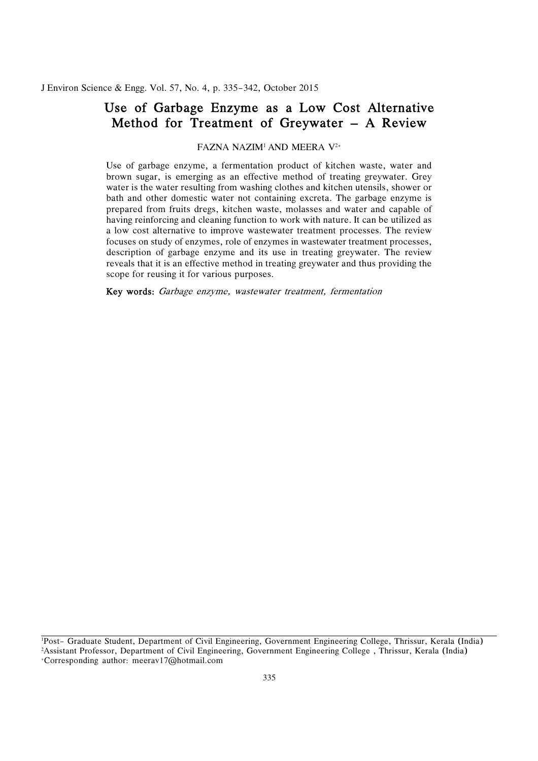# Use of Garbage Enzyme as a Low Cost Alternative Method for Treatment of Greywater – A Review

FAZNA NAZIM[1] AND MEERA V[2+]

Use of garbage enzyme, a fermentation product of kitchen waste, water and brown sugar, is emerging as an effective method of treating greywater. Grey water is the water resulting from washing clothes and kitchen utensils, shower or bath and other domestic water not containing excreta. The garbage enzyme is prepared from fruits dregs, kitchen waste, molasses and water and capable of having reinforcing and cleaning function to work with nature. It can be utilized as a low cost alternative to improve wastewater treatment processes. The review focuses on study of enzymes, role of enzymes in wastewater treatment processes, description of garbage enzyme and its use in treating greywater. The review reveals that it is an effective method in treating greywater and thus providing the scope for reusing it for various purposes.

**Key words:** *Garbage enzyme, wastewater treatment, fermentation*

---

[1]Post- Graduate Student, Department of Civil Engineering, Government Engineering College, Thrissur, Kerala (India)
[2]Assistant Professor, Department of Civil Engineering, Government Engineering College , Thrissur, Kerala (India)
[+]Corresponding author: meerav17@hotmail.com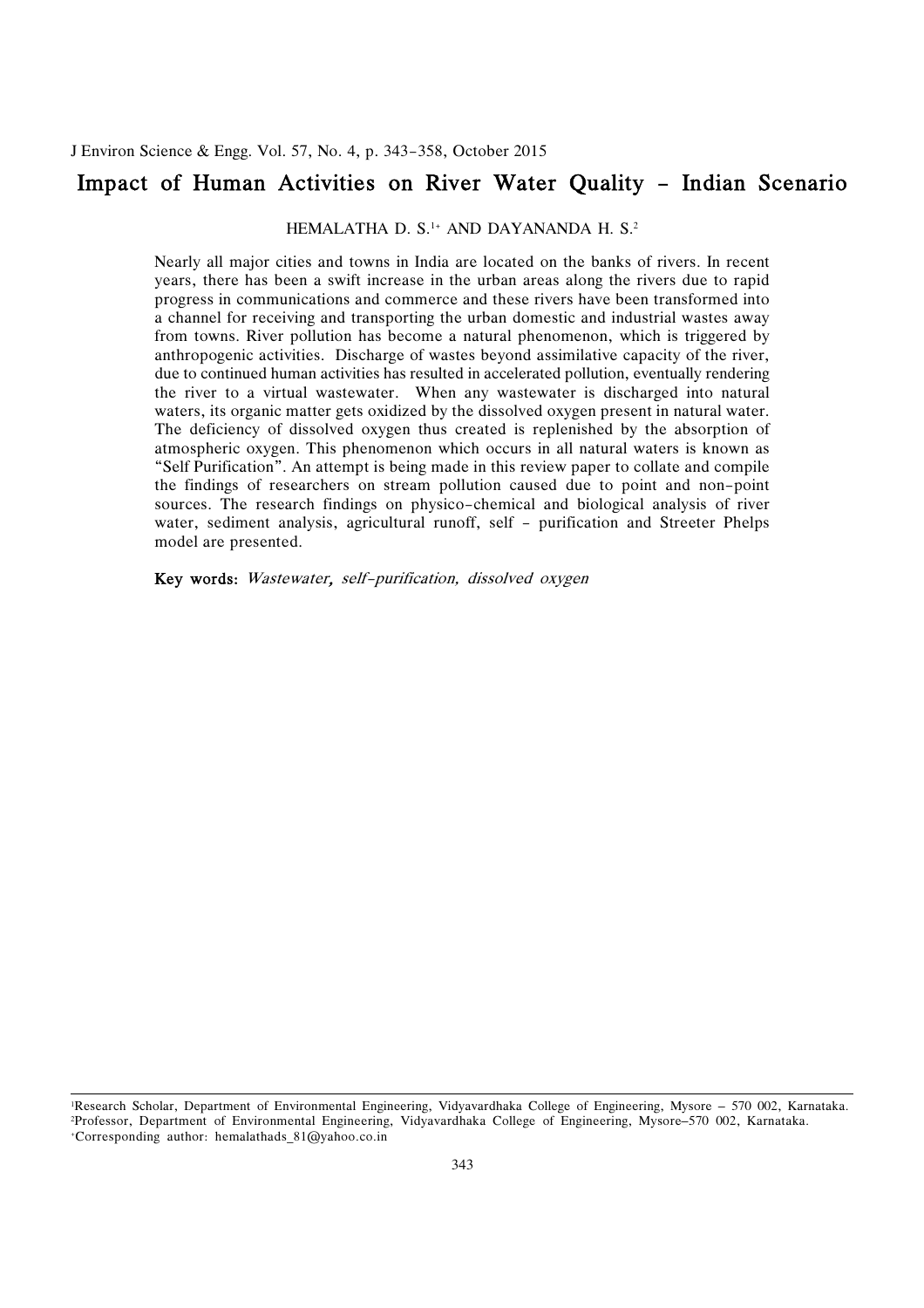# Impact of Human Activities on River Water Quality – Indian Scenario

HEMALATHA D. S.[1+] AND DAYANANDA H. S.[2]

Nearly all major cities and towns in India are located on the banks of rivers. In recent years, there has been a swift increase in the urban areas along the rivers due to rapid progress in communications and commerce and these rivers have been transformed into a channel for receiving and transporting the urban domestic and industrial wastes away from towns. River pollution has become a natural phenomenon, which is triggered by anthropogenic activities. Discharge of wastes beyond assimilative capacity of the river, due to continued human activities has resulted in accelerated pollution, eventually rendering the river to a virtual wastewater. When any wastewater is discharged into natural waters, its organic matter gets oxidized by the dissolved oxygen present in natural water. The deficiency of dissolved oxygen thus created is replenished by the absorption of atmospheric oxygen. This phenomenon which occurs in all natural waters is known as "Self Purification". An attempt is being made in this review paper to collate and compile the findings of researchers on stream pollution caused due to point and non-point sources. The research findings on physico-chemical and biological analysis of river water, sediment analysis, agricultural runoff, self - purification and Streeter Phelps model are presented.

**Key words:** *Wastewater, self-purification, dissolved oxygen*

---

[1]Research Scholar, Department of Environmental Engineering, Vidyavardhaka College of Engineering, Mysore – 570 002, Karnataka.
[2]Professor, Department of Environmental Engineering, Vidyavardhaka College of Engineering, Mysore–570 002, Karnataka.
[+]Corresponding author: hemalathads_81@yahoo.co.in